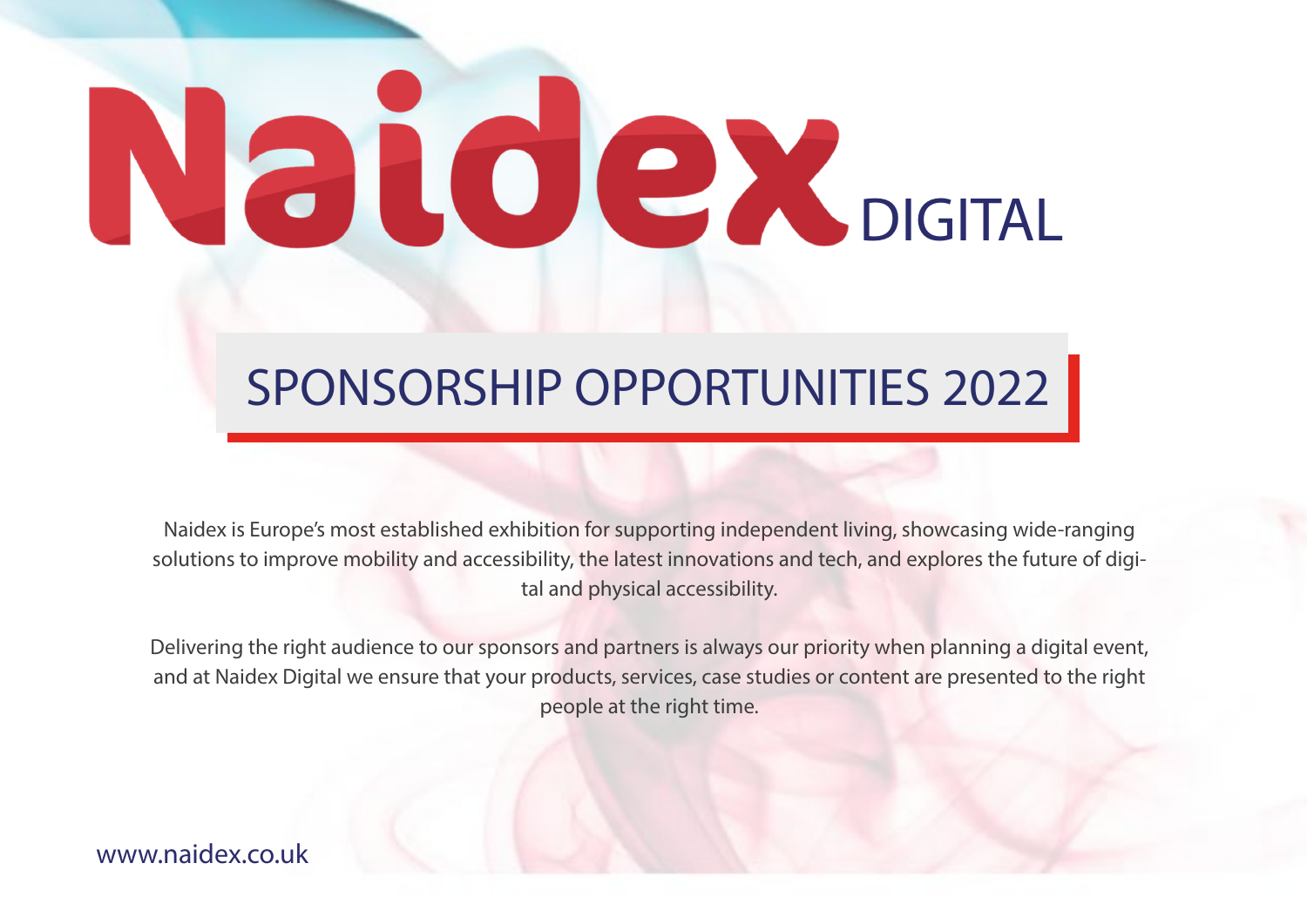# Naidex DIGITAL

## SPONSORSHIP OPPORTUNITIES 2022

Naidex is Europe's most established exhibition for supporting independent living, showcasing wide-ranging solutions to improve mobility and accessibility, the latest innovations and tech, and explores the future of digital and physical accessibility.

Delivering the right audience to our sponsors and partners is always our priority when planning a digital event, and at Naidex Digital we ensure that your products, services, case studies or content are presented to the right people at the right time.

www.naidex.co.uk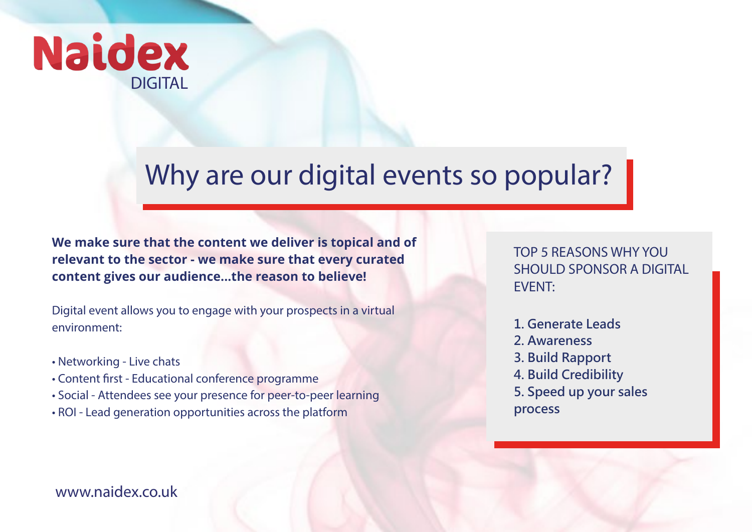Naidex
DIGITAL

# Why are our digital events so popular?

**We make sure that the content we deliver is topical and of relevant to the sector - we make sure that every curated content gives our audience...the reason to believe!**

Digital event allows you to engage with your prospects in a virtual environment:

- Networking - Live chats
- Content first - Educational conference programme
- Social - Attendees see your presence for peer-to-peer learning
- ROI - Lead generation opportunities across the platform

TOP 5 REASONS WHY YOU SHOULD SPONSOR A DIGITAL EVENT:

1. Generate Leads
2. Awareness
3. Build Rapport
4. Build Credibility
5. Speed up your sales process

www.naidex.co.uk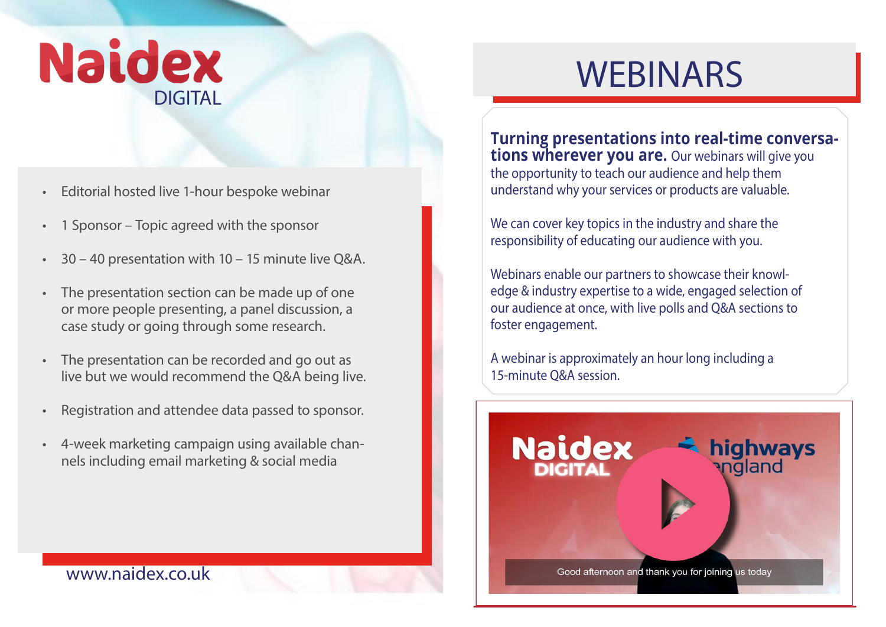# Naidex DIGITAL

- Editorial hosted live 1-hour bespoke webinar
- 1 Sponsor – Topic agreed with the sponsor
- 30 – 40 presentation with 10 – 15 minute live Q&A.
- The presentation section can be made up of one or more people presenting, a panel discussion, a case study or going through some research.
- The presentation can be recorded and go out as live but we would recommend the Q&A being live.
- Registration and attendee data passed to sponsor.
- 4-week marketing campaign using available channels including email marketing & social media

www.naidex.co.uk

# WEBINARS

**Turning presentations into real-time conversations wherever you are.** Our webinars will give you the opportunity to teach our audience and help them understand why your services or products are valuable.

We can cover key topics in the industry and share the responsibility of educating our audience with you.

Webinars enable our partners to showcase their knowledge & industry expertise to a wide, engaged selection of our audience at once, with live polls and Q&A sections to foster engagement.

A webinar is approximately an hour long including a 15-minute Q&A session.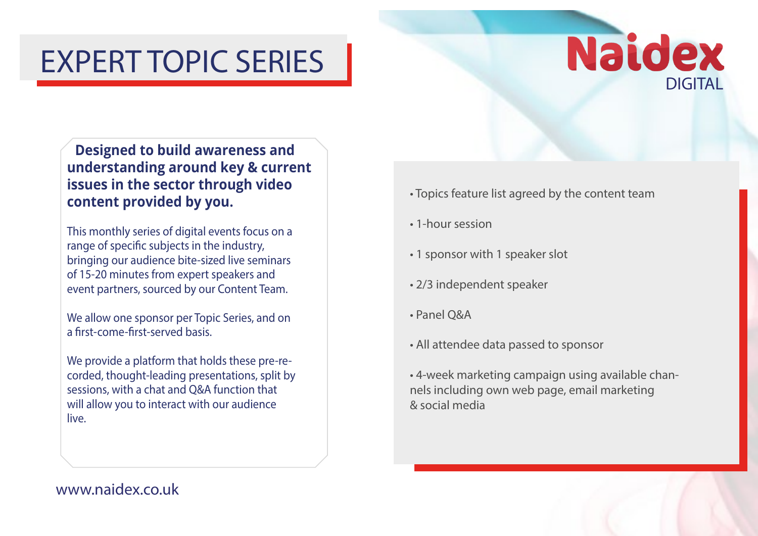# EXPERT TOPIC SERIES

Naidex DIGITAL

**Designed to build awareness and understanding around key & current issues in the sector through video content provided by you.**

This monthly series of digital events focus on a range of specific subjects in the industry, bringing our audience bite-sized live seminars of 15-20 minutes from expert speakers and event partners, sourced by our Content Team.

We allow one sponsor per Topic Series, and on a first-come-first-served basis.

We provide a platform that holds these pre-recorded, thought-leading presentations, split by sessions, with a chat and Q&A function that will allow you to interact with our audience live.

- Topics feature list agreed by the content team
- 1-hour session
- 1 sponsor with 1 speaker slot
- 2/3 independent speaker
- Panel Q&A
- All attendee data passed to sponsor
- 4-week marketing campaign using available channels including own web page, email marketing & social media

www.naidex.co.uk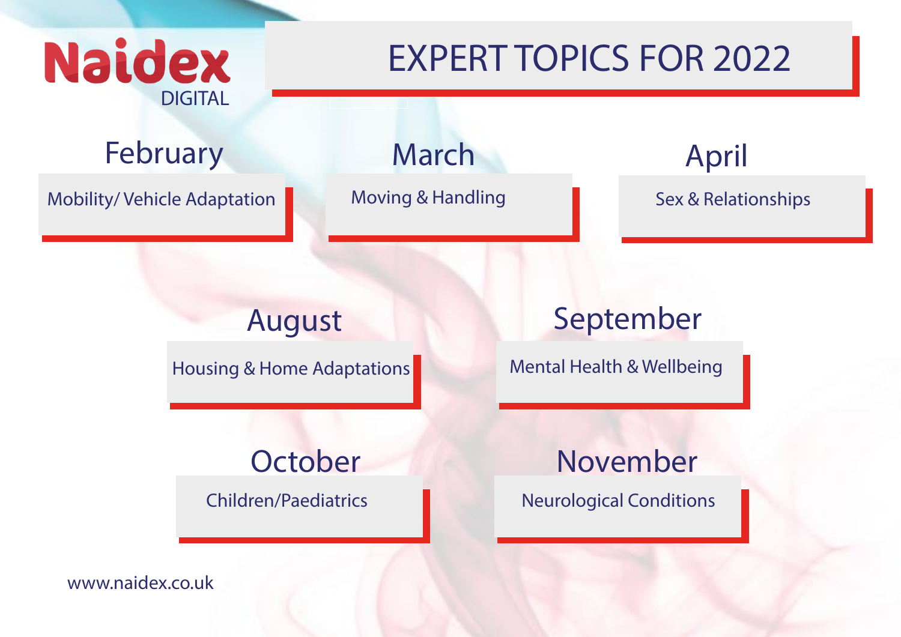Naidex DIGITAL

# EXPERT TOPICS FOR 2022

## February

Mobility/ Vehicle Adaptation

## March

Moving & Handling

## April

Sex & Relationships

## August

Housing & Home Adaptations

## September

Mental Health & Wellbeing

## October

Children/Paediatrics

## November

Neurological Conditions

www.naidex.co.uk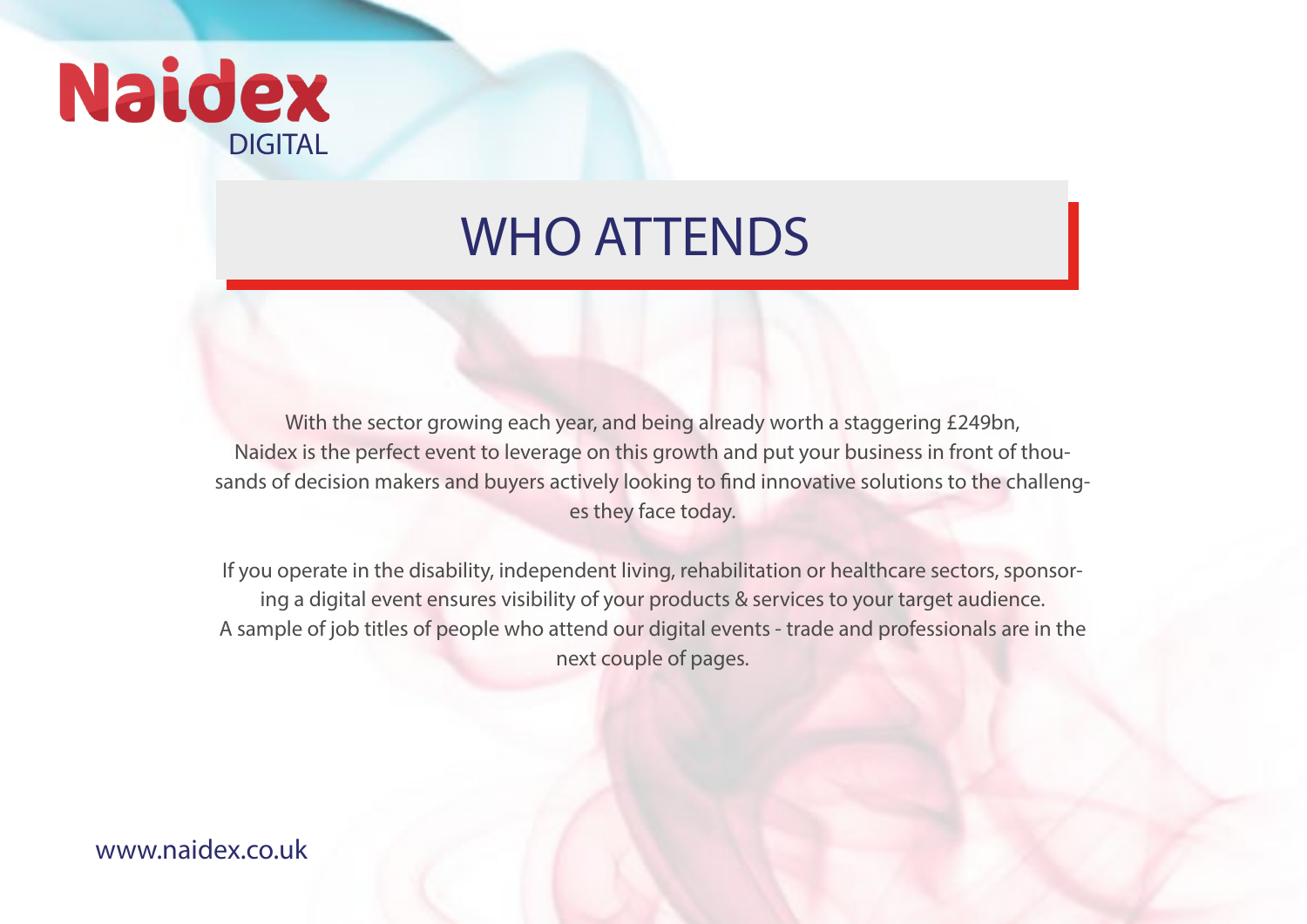Naidex DIGITAL

# WHO ATTENDS

With the sector growing each year, and being already worth a staggering £249bn, Naidex is the perfect event to leverage on this growth and put your business in front of thousands of decision makers and buyers actively looking to find innovative solutions to the challenges they face today.

If you operate in the disability, independent living, rehabilitation or healthcare sectors, sponsoring a digital event ensures visibility of your products & services to your target audience. A sample of job titles of people who attend our digital events - trade and professionals are in the next couple of pages.

www.naidex.co.uk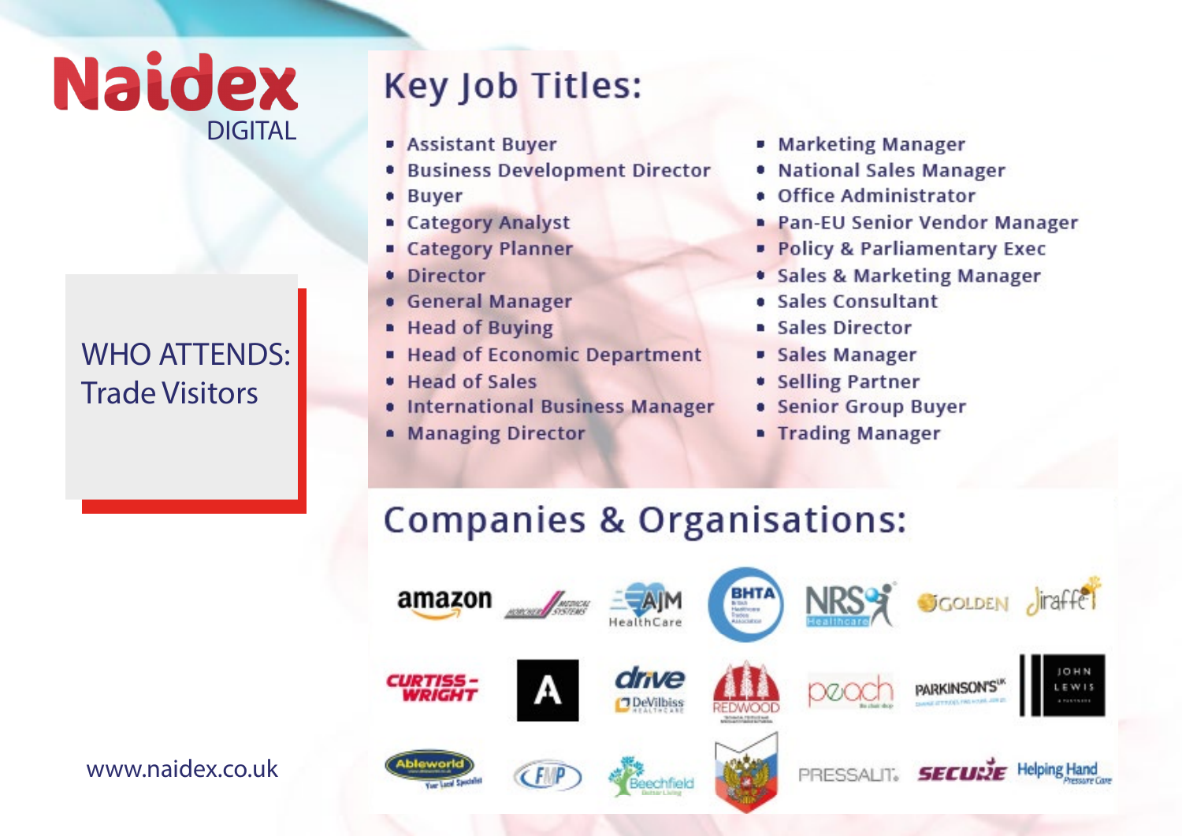# Naidex DIGITAL

## WHO ATTENDS: Trade Visitors

## Key Job Titles:

- Assistant Buyer
- Business Development Director
- Buyer
- Category Analyst
- Category Planner
- Director
- General Manager
- Head of Buying
- Head of Economic Department
- Head of Sales
- International Business Manager
- Managing Director
- Marketing Manager
- National Sales Manager
- Office Administrator
- Pan-EU Senior Vendor Manager
- Policy & Parliamentary Exec
- Sales & Marketing Manager
- Sales Consultant
- Sales Director
- Sales Manager
- Selling Partner
- Senior Group Buyer
- Trading Manager

## Companies & Organisations:

amazon, Horcher Medical Systems, AJM HealthCare, BHTA, NRS Healthcare, Golden, Jiraffe, Curtiss-Wright, A, drive DeVilbiss Healthcare, Redwood, peach, Parkinson's UK, John Lewis & Partners, Ableworld, FMP, Beechfield, Pressalit, Secure, Helping Hand Pressure Care

www.naidex.co.uk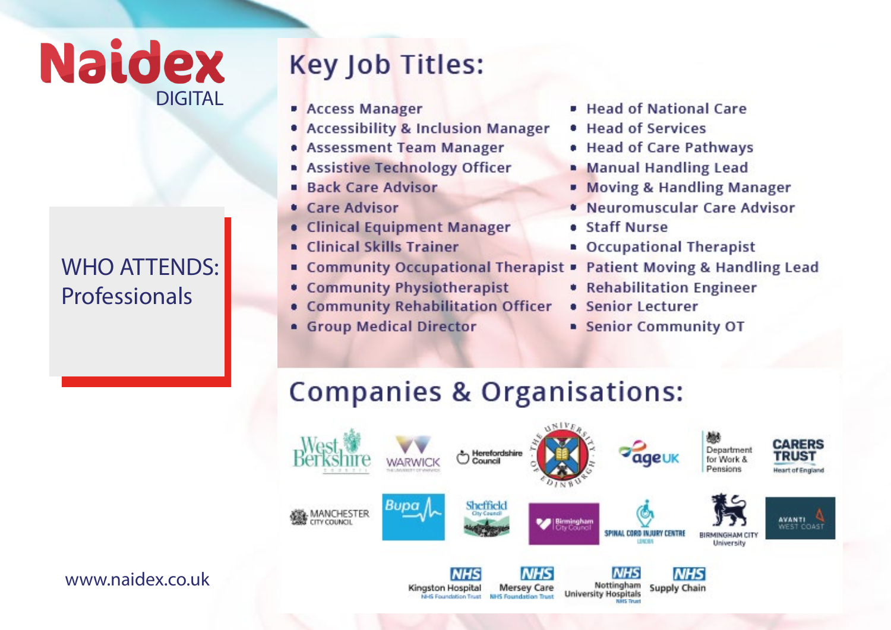Naidex DIGITAL

WHO ATTENDS: Professionals

## Key Job Titles:

- Access Manager
- Accessibility & Inclusion Manager
- Assessment Team Manager
- Assistive Technology Officer
- Back Care Advisor
- Care Advisor
- Clinical Equipment Manager
- Clinical Skills Trainer
- Community Occupational Therapist
- Community Physiotherapist
- Community Rehabilitation Officer
- Group Medical Director
- Head of National Care
- Head of Services
- Head of Care Pathways
- Manual Handling Lead
- Moving & Handling Manager
- Neuromuscular Care Advisor
- Staff Nurse
- Occupational Therapist
- Patient Moving & Handling Lead
- Rehabilitation Engineer
- Senior Lecturer
- Senior Community OT

## Companies & Organisations:

West Berkshire Council, Warwick The University of Warwick, Herefordshire Council, The University of Edinburgh, Age UK, Department for Work & Pensions, Carers Trust Heart of England, Manchester City Council, Bupa, Sheffield City Council, Birmingham City Council, Spinal Cord Injury Centre London, Birmingham City University, Avanti West Coast, NHS Kingston Hospital NHS Foundation Trust, NHS Mersey Care NHS Foundation Trust, NHS Nottingham University Hospitals NHS Trust, NHS Supply Chain

www.naidex.co.uk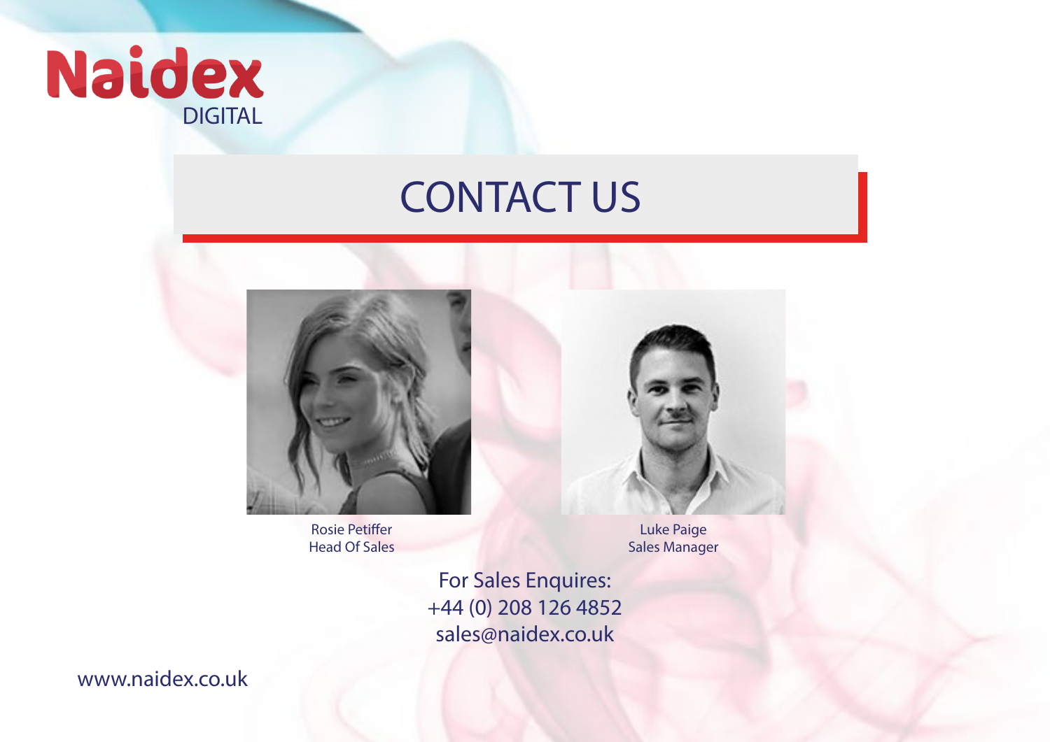Naidex
DIGITAL

# CONTACT US

Rosie Petiffer
Head Of Sales

Luke Paige
Sales Manager

For Sales Enquires:
+44 (0) 208 126 4852
sales@naidex.co.uk

www.naidex.co.uk